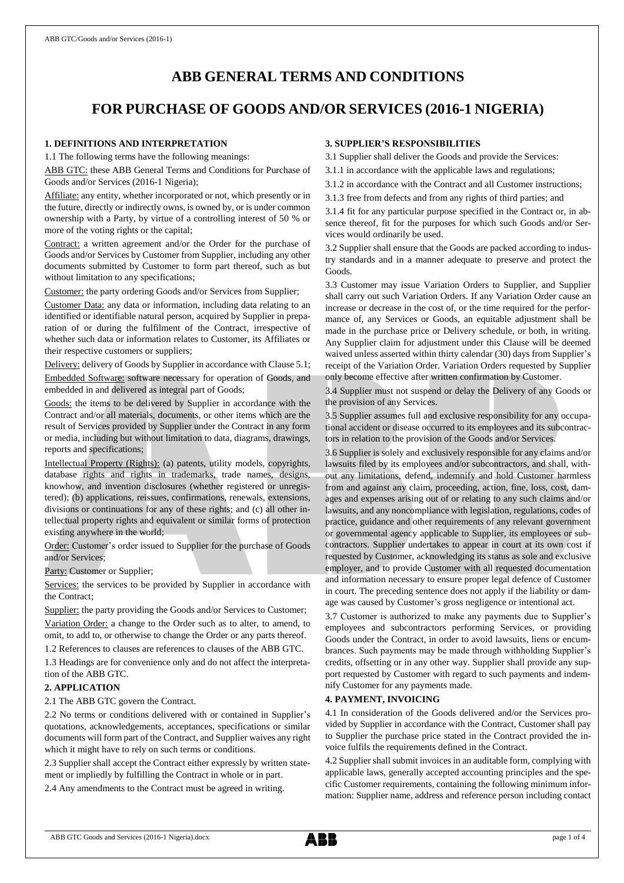# ABB GENERAL TERMS AND CONDITIONS

# FOR PURCHASE OF GOODS AND/OR SERVICES (2016-1 NIGERIA)

## 1. DEFINITIONS AND INTERPRETATION

1.1 The following terms have the following meanings:

ABB GTC: these ABB General Terms and Conditions for Purchase of Goods and/or Services (2016-1 Nigeria);

Affiliate: any entity, whether incorporated or not, which presently or in the future, directly or indirectly owns, is owned by, or is under common ownership with a Party, by virtue of a controlling interest of 50 % or more of the voting rights or the capital;

Contract: a written agreement and/or the Order for the purchase of Goods and/or Services by Customer from Supplier, including any other documents submitted by Customer to form part thereof, such as but without limitation to any specifications;

Customer: the party ordering Goods and/or Services from Supplier;

Customer Data: any data or information, including data relating to an identified or identifiable natural person, acquired by Supplier in preparation of or during the fulfilment of the Contract, irrespective of whether such data or information relates to Customer, its Affiliates or their respective customers or suppliers;

Delivery: delivery of Goods by Supplier in accordance with Clause 5.1;

Embedded Software: software necessary for operation of Goods, and embedded in and delivered as integral part of Goods;

Goods: the items to be delivered by Supplier in accordance with the Contract and/or all materials, documents, or other items which are the result of Services provided by Supplier under the Contract in any form or media, including but without limitation to data, diagrams, drawings, reports and specifications;

Intellectual Property (Rights): (a) patents, utility models, copyrights, database rights and rights in trademarks, trade names, designs, knowhow, and invention disclosures (whether registered or unregistered); (b) applications, reissues, confirmations, renewals, extensions, divisions or continuations for any of these rights; and (c) all other intellectual property rights and equivalent or similar forms of protection existing anywhere in the world;

Order: Customer's order issued to Supplier for the purchase of Goods and/or Services;

Party: Customer or Supplier;

Services: the services to be provided by Supplier in accordance with the Contract;

Supplier: the party providing the Goods and/or Services to Customer;

Variation Order: a change to the Order such as to alter, to amend, to omit, to add to, or otherwise to change the Order or any parts thereof.

1.2 References to clauses are references to clauses of the ABB GTC.

1.3 Headings are for convenience only and do not affect the interpretation of the ABB GTC.

## 2. APPLICATION

2.1 The ABB GTC govern the Contract.

2.2 No terms or conditions delivered with or contained in Supplier's quotations, acknowledgements, acceptances, specifications or similar documents will form part of the Contract, and Supplier waives any right which it might have to rely on such terms or conditions.

2.3 Supplier shall accept the Contract either expressly by written statement or impliedly by fulfilling the Contract in whole or in part.

2.4 Any amendments to the Contract must be agreed in writing.

## 3. SUPPLIER'S RESPONSIBILITIES

3.1 Supplier shall deliver the Goods and provide the Services:

3.1.1 in accordance with the applicable laws and regulations;

3.1.2 in accordance with the Contract and all Customer instructions;

3.1.3 free from defects and from any rights of third parties; and

3.1.4 fit for any particular purpose specified in the Contract or, in absence thereof, fit for the purposes for which such Goods and/or Services would ordinarily be used.

3.2 Supplier shall ensure that the Goods are packed according to industry standards and in a manner adequate to preserve and protect the Goods.

3.3 Customer may issue Variation Orders to Supplier, and Supplier shall carry out such Variation Orders. If any Variation Order cause an increase or decrease in the cost of, or the time required for the performance of, any Services or Goods, an equitable adjustment shall be made in the purchase price or Delivery schedule, or both, in writing. Any Supplier claim for adjustment under this Clause will be deemed waived unless asserted within thirty calendar (30) days from Supplier's receipt of the Variation Order. Variation Orders requested by Supplier only become effective after written confirmation by Customer.

3.4 Supplier must not suspend or delay the Delivery of any Goods or the provision of any Services.

3.5 Supplier assumes full and exclusive responsibility for any occupational accident or disease occurred to its employees and its subcontractors in relation to the provision of the Goods and/or Services.

3.6 Supplier is solely and exclusively responsible for any claims and/or lawsuits filed by its employees and/or subcontractors, and shall, without any limitations, defend, indemnify and hold Customer harmless from and against any claim, proceeding, action, fine, loss, cost, damages and expenses arising out of or relating to any such claims and/or lawsuits, and any noncompliance with legislation, regulations, codes of practice, guidance and other requirements of any relevant government or governmental agency applicable to Supplier, its employees or subcontractors. Supplier undertakes to appear in court at its own cost if requested by Customer, acknowledging its status as sole and exclusive employer, and to provide Customer with all requested documentation and information necessary to ensure proper legal defence of Customer in court. The preceding sentence does not apply if the liability or damage was caused by Customer's gross negligence or intentional act.

3.7 Customer is authorized to make any payments due to Supplier's employees and subcontractors performing Services, or providing Goods under the Contract, in order to avoid lawsuits, liens or encumbrances. Such payments may be made through withholding Supplier's credits, offsetting or in any other way. Supplier shall provide any support requested by Customer with regard to such payments and indemnify Customer for any payments made.

## 4. PAYMENT, INVOICING

4.1 In consideration of the Goods delivered and/or the Services provided by Supplier in accordance with the Contract, Customer shall pay to Supplier the purchase price stated in the Contract provided the invoice fulfils the requirements defined in the Contract.

4.2 Supplier shall submit invoices in an auditable form, complying with applicable laws, generally accepted accounting principles and the specific Customer requirements, containing the following minimum information: Supplier name, address and reference person including contact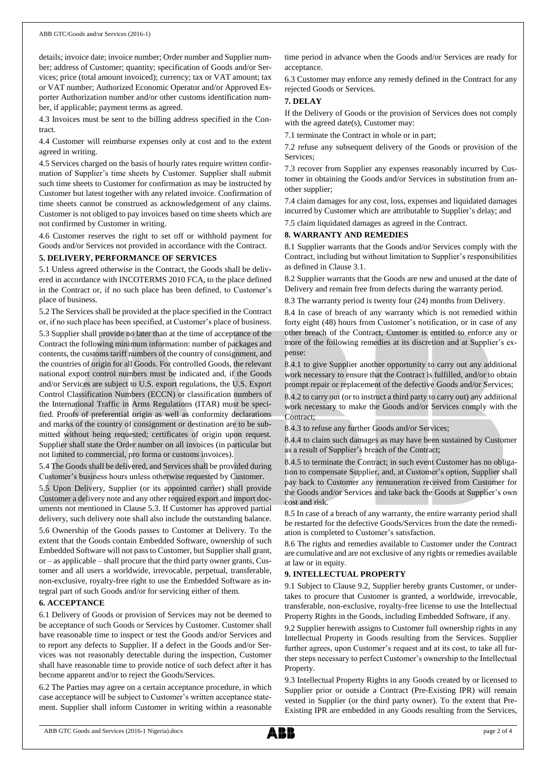details; invoice date; invoice number; Order number and Supplier number; address of Customer; quantity; specification of Goods and/or Services; price (total amount invoiced); currency; tax or VAT amount; tax or VAT number; Authorized Economic Operator and/or Approved Exporter Authorization number and/or other customs identification number, if applicable; payment terms as agreed.

4.3 Invoices must be sent to the billing address specified in the Contract.

4.4 Customer will reimburse expenses only at cost and to the extent agreed in writing.

4.5 Services charged on the basis of hourly rates require written confirmation of Supplier's time sheets by Customer. Supplier shall submit such time sheets to Customer for confirmation as may be instructed by Customer but latest together with any related invoice. Confirmation of time sheets cannot be construed as acknowledgement of any claims. Customer is not obliged to pay invoices based on time sheets which are not confirmed by Customer in writing.

4.6 Customer reserves the right to set off or withhold payment for Goods and/or Services not provided in accordance with the Contract.

## 5. DELIVERY, PERFORMANCE OF SERVICES

5.1 Unless agreed otherwise in the Contract, the Goods shall be delivered in accordance with INCOTERMS 2010 FCA, to the place defined in the Contract or, if no such place has been defined, to Customer's place of business.

5.2 The Services shall be provided at the place specified in the Contract or, if no such place has been specified, at Customer's place of business.

5.3 Supplier shall provide no later than at the time of acceptance of the Contract the following minimum information: number of packages and contents, the customs tariff numbers of the country of consignment, and the countries of origin for all Goods. For controlled Goods, the relevant national export control numbers must be indicated and, if the Goods and/or Services are subject to U.S. export regulations, the U.S. Export Control Classification Numbers (ECCN) or classification numbers of the International Traffic in Arms Regulations (ITAR) must be specified. Proofs of preferential origin as well as conformity declarations and marks of the country of consignment or destination are to be submitted without being requested; certificates of origin upon request. Supplier shall state the Order number on all invoices (in particular but not limited to commercial, pro forma or customs invoices).

5.4 The Goods shall be delivered, and Services shall be provided during Customer's business hours unless otherwise requested by Customer.

5.5 Upon Delivery, Supplier (or its appointed carrier) shall provide Customer a delivery note and any other required export and import documents not mentioned in Clause 5.3. If Customer has approved partial delivery, such delivery note shall also include the outstanding balance.

5.6 Ownership of the Goods passes to Customer at Delivery. To the extent that the Goods contain Embedded Software, ownership of such Embedded Software will not pass to Customer, but Supplier shall grant, or – as applicable – shall procure that the third party owner grants, Customer and all users a worldwide, irrevocable, perpetual, transferable, non-exclusive, royalty-free right to use the Embedded Software as integral part of such Goods and/or for servicing either of them.

## 6. ACCEPTANCE

6.1 Delivery of Goods or provision of Services may not be deemed to be acceptance of such Goods or Services by Customer. Customer shall have reasonable time to inspect or test the Goods and/or Services and to report any defects to Supplier. If a defect in the Goods and/or Services was not reasonably detectable during the inspection, Customer shall have reasonable time to provide notice of such defect after it has become apparent and/or to reject the Goods/Services.

6.2 The Parties may agree on a certain acceptance procedure, in which case acceptance will be subject to Customer's written acceptance statement. Supplier shall inform Customer in writing within a reasonable time period in advance when the Goods and/or Services are ready for acceptance.

6.3 Customer may enforce any remedy defined in the Contract for any rejected Goods or Services.

## 7. DELAY

If the Delivery of Goods or the provision of Services does not comply with the agreed date(s), Customer may:

7.1 terminate the Contract in whole or in part;

7.2 refuse any subsequent delivery of the Goods or provision of the Services;

7.3 recover from Supplier any expenses reasonably incurred by Customer in obtaining the Goods and/or Services in substitution from another supplier;

7.4 claim damages for any cost, loss, expenses and liquidated damages incurred by Customer which are attributable to Supplier's delay; and

7.5 claim liquidated damages as agreed in the Contract.

## 8. WARRANTY AND REMEDIES

8.1 Supplier warrants that the Goods and/or Services comply with the Contract, including but without limitation to Supplier's responsibilities as defined in Clause 3.1.

8.2 Supplier warrants that the Goods are new and unused at the date of Delivery and remain free from defects during the warranty period.

8.3 The warranty period is twenty four (24) months from Delivery.

8.4 In case of breach of any warranty which is not remedied within forty eight (48) hours from Customer's notification, or in case of any other breach of the Contract, Customer is entitled to enforce any or more of the following remedies at its discretion and at Supplier's expense:

8.4.1 to give Supplier another opportunity to carry out any additional work necessary to ensure that the Contract is fulfilled, and/or to obtain prompt repair or replacement of the defective Goods and/or Services;

8.4.2 to carry out (or to instruct a third party to carry out) any additional work necessary to make the Goods and/or Services comply with the Contract;

8.4.3 to refuse any further Goods and/or Services;

8.4.4 to claim such damages as may have been sustained by Customer as a result of Supplier's breach of the Contract;

8.4.5 to terminate the Contract; in such event Customer has no obligation to compensate Supplier, and, at Customer's option, Supplier shall pay back to Customer any remuneration received from Customer for the Goods and/or Services and take back the Goods at Supplier's own cost and risk.

8.5 In case of a breach of any warranty, the entire warranty period shall be restarted for the defective Goods/Services from the date the remediation is completed to Customer's satisfaction.

8.6 The rights and remedies available to Customer under the Contract are cumulative and are not exclusive of any rights or remedies available at law or in equity.

## 9. INTELLECTUAL PROPERTY

9.1 Subject to Clause 9.2, Supplier hereby grants Customer, or undertakes to procure that Customer is granted, a worldwide, irrevocable, transferable, non-exclusive, royalty-free license to use the Intellectual Property Rights in the Goods, including Embedded Software, if any.

9.2 Supplier herewith assigns to Customer full ownership rights in any Intellectual Property in Goods resulting from the Services. Supplier further agrees, upon Customer's request and at its cost, to take all further steps necessary to perfect Customer's ownership to the Intellectual Property.

9.3 Intellectual Property Rights in any Goods created by or licensed to Supplier prior or outside a Contract (Pre-Existing IPR) will remain vested in Supplier (or the third party owner). To the extent that Pre-Existing IPR are embedded in any Goods resulting from the Services,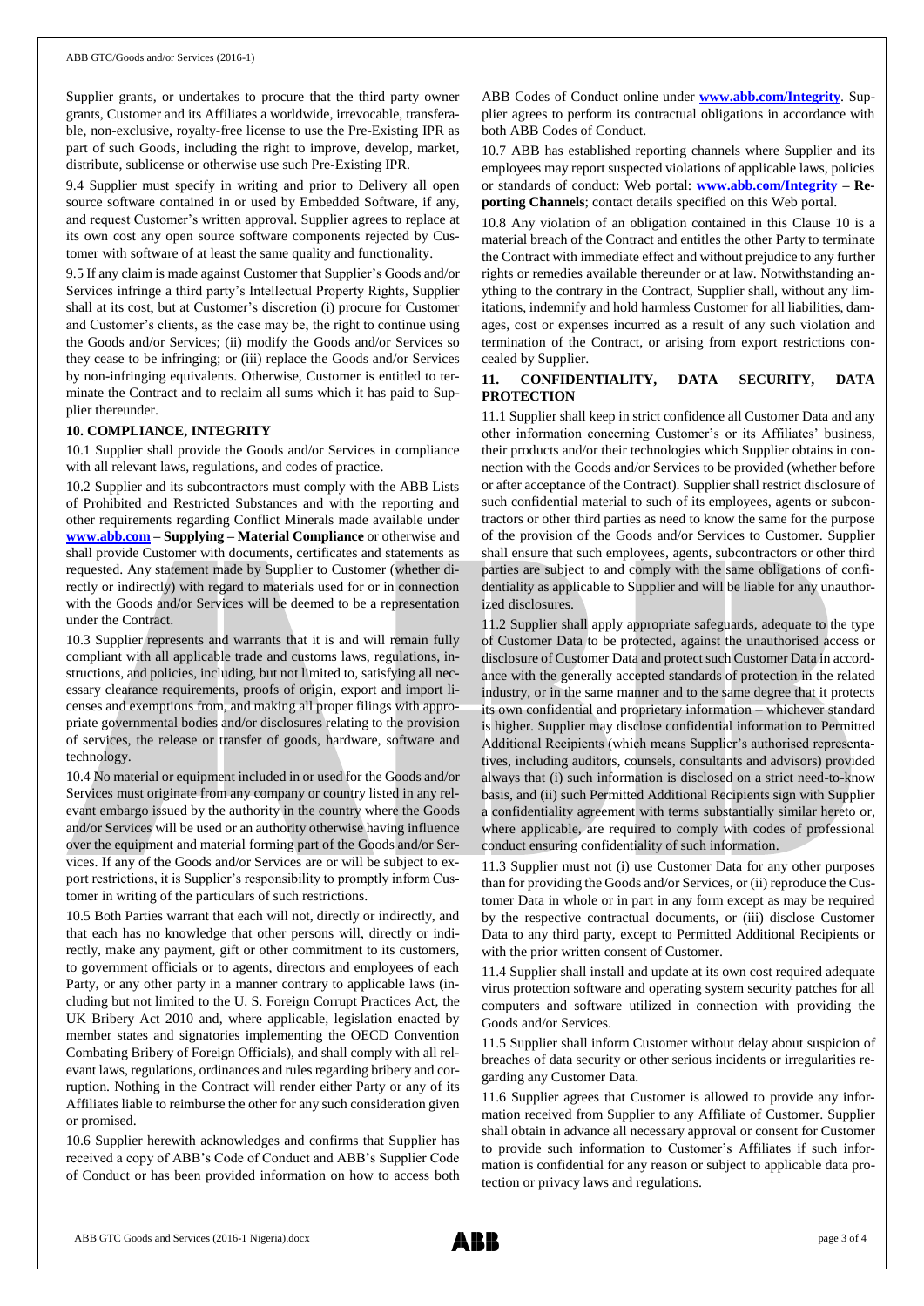Supplier grants, or undertakes to procure that the third party owner grants, Customer and its Affiliates a worldwide, irrevocable, transferable, non-exclusive, royalty-free license to use the Pre-Existing IPR as part of such Goods, including the right to improve, develop, market, distribute, sublicense or otherwise use such Pre-Existing IPR.

9.4 Supplier must specify in writing and prior to Delivery all open source software contained in or used by Embedded Software, if any, and request Customer's written approval. Supplier agrees to replace at its own cost any open source software components rejected by Customer with software of at least the same quality and functionality.

9.5 If any claim is made against Customer that Supplier's Goods and/or Services infringe a third party's Intellectual Property Rights, Supplier shall at its cost, but at Customer's discretion (i) procure for Customer and Customer's clients, as the case may be, the right to continue using the Goods and/or Services; (ii) modify the Goods and/or Services so they cease to be infringing; or (iii) replace the Goods and/or Services by non-infringing equivalents. Otherwise, Customer is entitled to terminate the Contract and to reclaim all sums which it has paid to Supplier thereunder.

**10. COMPLIANCE, INTEGRITY**

10.1 Supplier shall provide the Goods and/or Services in compliance with all relevant laws, regulations, and codes of practice.

10.2 Supplier and its subcontractors must comply with the ABB Lists of Prohibited and Restricted Substances and with the reporting and other requirements regarding Conflict Minerals made available under **www.abb.com – Supplying – Material Compliance** or otherwise and shall provide Customer with documents, certificates and statements as requested. Any statement made by Supplier to Customer (whether directly or indirectly) with regard to materials used for or in connection with the Goods and/or Services will be deemed to be a representation under the Contract.

10.3 Supplier represents and warrants that it is and will remain fully compliant with all applicable trade and customs laws, regulations, instructions, and policies, including, but not limited to, satisfying all necessary clearance requirements, proofs of origin, export and import licenses and exemptions from, and making all proper filings with appropriate governmental bodies and/or disclosures relating to the provision of services, the release or transfer of goods, hardware, software and technology.

10.4 No material or equipment included in or used for the Goods and/or Services must originate from any company or country listed in any relevant embargo issued by the authority in the country where the Goods and/or Services will be used or an authority otherwise having influence over the equipment and material forming part of the Goods and/or Services. If any of the Goods and/or Services are or will be subject to export restrictions, it is Supplier's responsibility to promptly inform Customer in writing of the particulars of such restrictions.

10.5 Both Parties warrant that each will not, directly or indirectly, and that each has no knowledge that other persons will, directly or indirectly, make any payment, gift or other commitment to its customers, to government officials or to agents, directors and employees of each Party, or any other party in a manner contrary to applicable laws (including but not limited to the U. S. Foreign Corrupt Practices Act, the UK Bribery Act 2010 and, where applicable, legislation enacted by member states and signatories implementing the OECD Convention Combating Bribery of Foreign Officials), and shall comply with all relevant laws, regulations, ordinances and rules regarding bribery and corruption. Nothing in the Contract will render either Party or any of its Affiliates liable to reimburse the other for any such consideration given or promised.

10.6 Supplier herewith acknowledges and confirms that Supplier has received a copy of ABB's Code of Conduct and ABB's Supplier Code of Conduct or has been provided information on how to access both ABB Codes of Conduct online under **www.abb.com/Integrity**. Supplier agrees to perform its contractual obligations in accordance with both ABB Codes of Conduct.

10.7 ABB has established reporting channels where Supplier and its employees may report suspected violations of applicable laws, policies or standards of conduct: Web portal: **www.abb.com/Integrity – Reporting Channels**; contact details specified on this Web portal.

10.8 Any violation of an obligation contained in this Clause 10 is a material breach of the Contract and entitles the other Party to terminate the Contract with immediate effect and without prejudice to any further rights or remedies available thereunder or at law. Notwithstanding anything to the contrary in the Contract, Supplier shall, without any limitations, indemnify and hold harmless Customer for all liabilities, damages, cost or expenses incurred as a result of any such violation and termination of the Contract, or arising from export restrictions concealed by Supplier.

**11. CONFIDENTIALITY, DATA SECURITY, DATA PROTECTION**

11.1 Supplier shall keep in strict confidence all Customer Data and any other information concerning Customer's or its Affiliates' business, their products and/or their technologies which Supplier obtains in connection with the Goods and/or Services to be provided (whether before or after acceptance of the Contract). Supplier shall restrict disclosure of such confidential material to such of its employees, agents or subcontractors or other third parties as need to know the same for the purpose of the provision of the Goods and/or Services to Customer. Supplier shall ensure that such employees, agents, subcontractors or other third parties are subject to and comply with the same obligations of confidentiality as applicable to Supplier and will be liable for any unauthorized disclosures.

11.2 Supplier shall apply appropriate safeguards, adequate to the type of Customer Data to be protected, against the unauthorised access or disclosure of Customer Data and protect such Customer Data in accordance with the generally accepted standards of protection in the related industry, or in the same manner and to the same degree that it protects its own confidential and proprietary information – whichever standard is higher. Supplier may disclose confidential information to Permitted Additional Recipients (which means Supplier's authorised representatives, including auditors, counsels, consultants and advisors) provided always that (i) such information is disclosed on a strict need-to-know basis, and (ii) such Permitted Additional Recipients sign with Supplier a confidentiality agreement with terms substantially similar hereto or, where applicable, are required to comply with codes of professional conduct ensuring confidentiality of such information.

11.3 Supplier must not (i) use Customer Data for any other purposes than for providing the Goods and/or Services, or (ii) reproduce the Customer Data in whole or in part in any form except as may be required by the respective contractual documents, or (iii) disclose Customer Data to any third party, except to Permitted Additional Recipients or with the prior written consent of Customer.

11.4 Supplier shall install and update at its own cost required adequate virus protection software and operating system security patches for all computers and software utilized in connection with providing the Goods and/or Services.

11.5 Supplier shall inform Customer without delay about suspicion of breaches of data security or other serious incidents or irregularities regarding any Customer Data.

11.6 Supplier agrees that Customer is allowed to provide any information received from Supplier to any Affiliate of Customer. Supplier shall obtain in advance all necessary approval or consent for Customer to provide such information to Customer's Affiliates if such information is confidential for any reason or subject to applicable data protection or privacy laws and regulations.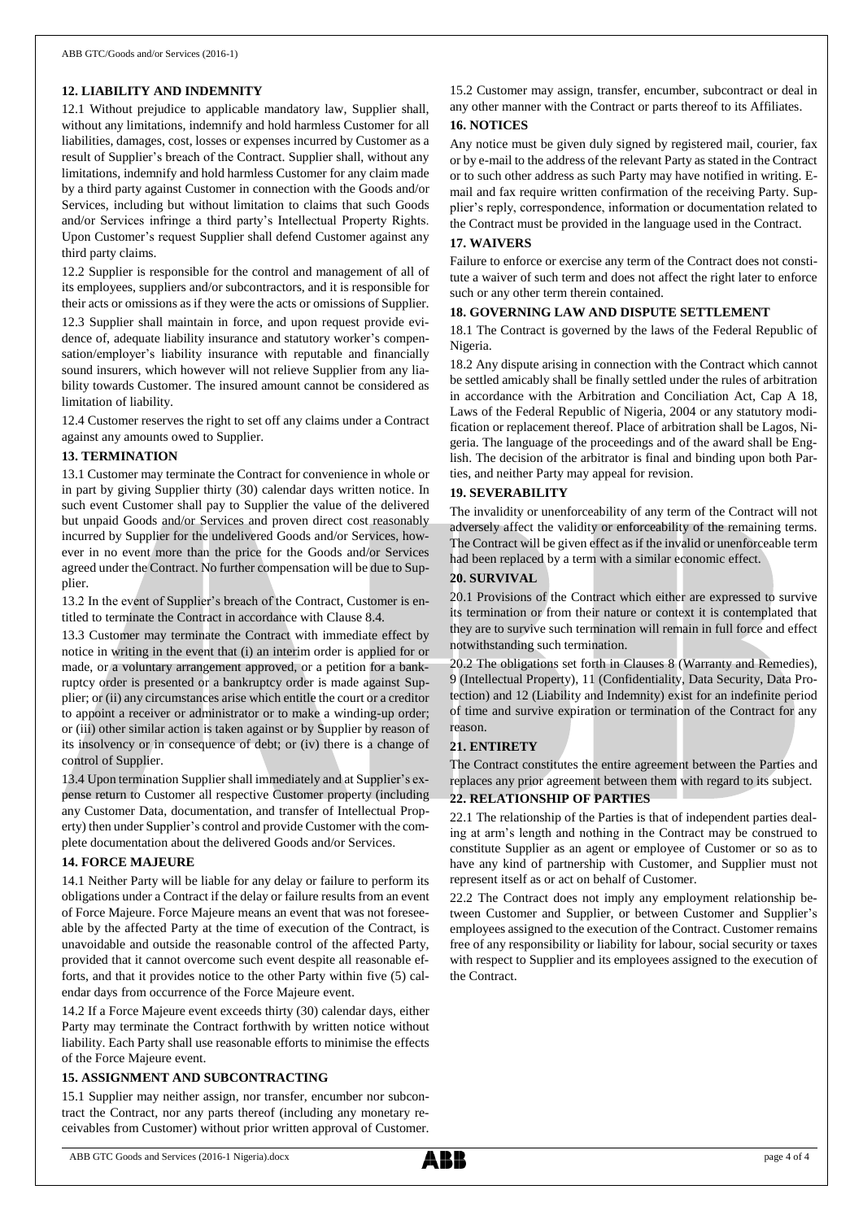## 12. LIABILITY AND INDEMNITY

12.1 Without prejudice to applicable mandatory law, Supplier shall, without any limitations, indemnify and hold harmless Customer for all liabilities, damages, cost, losses or expenses incurred by Customer as a result of Supplier's breach of the Contract. Supplier shall, without any limitations, indemnify and hold harmless Customer for any claim made by a third party against Customer in connection with the Goods and/or Services, including but without limitation to claims that such Goods and/or Services infringe a third party's Intellectual Property Rights. Upon Customer's request Supplier shall defend Customer against any third party claims.

12.2 Supplier is responsible for the control and management of all of its employees, suppliers and/or subcontractors, and it is responsible for their acts or omissions as if they were the acts or omissions of Supplier.

12.3 Supplier shall maintain in force, and upon request provide evidence of, adequate liability insurance and statutory worker's compensation/employer's liability insurance with reputable and financially sound insurers, which however will not relieve Supplier from any liability towards Customer. The insured amount cannot be considered as limitation of liability.

12.4 Customer reserves the right to set off any claims under a Contract against any amounts owed to Supplier.

## 13. TERMINATION

13.1 Customer may terminate the Contract for convenience in whole or in part by giving Supplier thirty (30) calendar days written notice. In such event Customer shall pay to Supplier the value of the delivered but unpaid Goods and/or Services and proven direct cost reasonably incurred by Supplier for the undelivered Goods and/or Services, however in no event more than the price for the Goods and/or Services agreed under the Contract. No further compensation will be due to Supplier.

13.2 In the event of Supplier's breach of the Contract, Customer is entitled to terminate the Contract in accordance with Clause 8.4.

13.3 Customer may terminate the Contract with immediate effect by notice in writing in the event that (i) an interim order is applied for or made, or a voluntary arrangement approved, or a petition for a bankruptcy order is presented or a bankruptcy order is made against Supplier; or (ii) any circumstances arise which entitle the court or a creditor to appoint a receiver or administrator or to make a winding-up order; or (iii) other similar action is taken against or by Supplier by reason of its insolvency or in consequence of debt; or (iv) there is a change of control of Supplier.

13.4 Upon termination Supplier shall immediately and at Supplier's expense return to Customer all respective Customer property (including any Customer Data, documentation, and transfer of Intellectual Property) then under Supplier's control and provide Customer with the complete documentation about the delivered Goods and/or Services.

## 14. FORCE MAJEURE

14.1 Neither Party will be liable for any delay or failure to perform its obligations under a Contract if the delay or failure results from an event of Force Majeure. Force Majeure means an event that was not foreseeable by the affected Party at the time of execution of the Contract, is unavoidable and outside the reasonable control of the affected Party, provided that it cannot overcome such event despite all reasonable efforts, and that it provides notice to the other Party within five (5) calendar days from occurrence of the Force Majeure event.

14.2 If a Force Majeure event exceeds thirty (30) calendar days, either Party may terminate the Contract forthwith by written notice without liability. Each Party shall use reasonable efforts to minimise the effects of the Force Majeure event.

## 15. ASSIGNMENT AND SUBCONTRACTING

15.1 Supplier may neither assign, nor transfer, encumber nor subcontract the Contract, nor any parts thereof (including any monetary receivables from Customer) without prior written approval of Customer.

15.2 Customer may assign, transfer, encumber, subcontract or deal in any other manner with the Contract or parts thereof to its Affiliates.

## 16. NOTICES

Any notice must be given duly signed by registered mail, courier, fax or by e-mail to the address of the relevant Party as stated in the Contract or to such other address as such Party may have notified in writing. E-mail and fax require written confirmation of the receiving Party. Supplier's reply, correspondence, information or documentation related to the Contract must be provided in the language used in the Contract.

## 17. WAIVERS

Failure to enforce or exercise any term of the Contract does not constitute a waiver of such term and does not affect the right later to enforce such or any other term therein contained.

## 18. GOVERNING LAW AND DISPUTE SETTLEMENT

18.1 The Contract is governed by the laws of the Federal Republic of Nigeria.

18.2 Any dispute arising in connection with the Contract which cannot be settled amicably shall be finally settled under the rules of arbitration in accordance with the Arbitration and Conciliation Act, Cap A 18, Laws of the Federal Republic of Nigeria, 2004 or any statutory modification or replacement thereof. Place of arbitration shall be Lagos, Nigeria. The language of the proceedings and of the award shall be English. The decision of the arbitrator is final and binding upon both Parties, and neither Party may appeal for revision.

## 19. SEVERABILITY

The invalidity or unenforceability of any term of the Contract will not adversely affect the validity or enforceability of the remaining terms. The Contract will be given effect as if the invalid or unenforceable term had been replaced by a term with a similar economic effect.

## 20. SURVIVAL

20.1 Provisions of the Contract which either are expressed to survive its termination or from their nature or context it is contemplated that they are to survive such termination will remain in full force and effect notwithstanding such termination.

20.2 The obligations set forth in Clauses 8 (Warranty and Remedies), 9 (Intellectual Property), 11 (Confidentiality, Data Security, Data Protection) and 12 (Liability and Indemnity) exist for an indefinite period of time and survive expiration or termination of the Contract for any reason.

## 21. ENTIRETY

The Contract constitutes the entire agreement between the Parties and replaces any prior agreement between them with regard to its subject.

## 22. RELATIONSHIP OF PARTIES

22.1 The relationship of the Parties is that of independent parties dealing at arm's length and nothing in the Contract may be construed to constitute Supplier as an agent or employee of Customer or so as to have any kind of partnership with Customer, and Supplier must not represent itself as or act on behalf of Customer.

22.2 The Contract does not imply any employment relationship between Customer and Supplier, or between Customer and Supplier's employees assigned to the execution of the Contract. Customer remains free of any responsibility or liability for labour, social security or taxes with respect to Supplier and its employees assigned to the execution of the Contract.